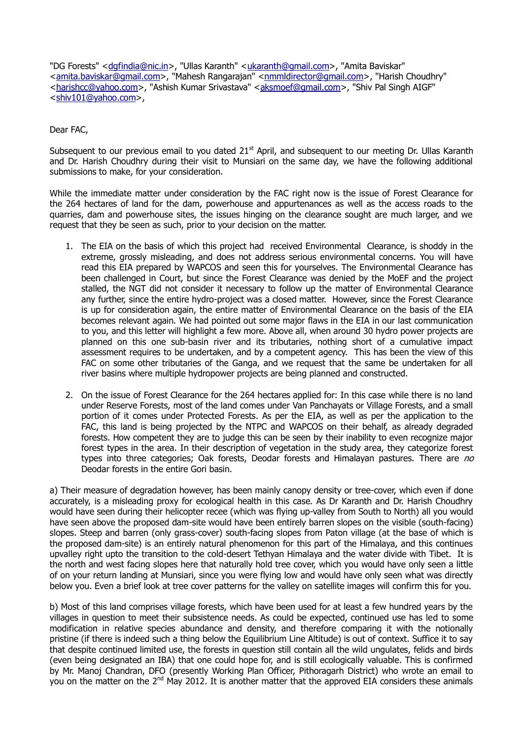"DG Forests" <dgfindia@nic.in>, "Ullas Karanth" <ukaranth@gmail.com>, "Amita Baviskar" <amita.baviskar@gmail.com>, "Mahesh Rangarajan" <nmmldirector@gmail.com>, "Harish Choudhry" <harishcc@yahoo.com>, "Ashish Kumar Srivastava" <aksmoef@gmail.com>, "Shiv Pal Singh AIGF" <shiv101@yahoo.com>,

Dear FAC,

Subsequent to our previous email to you dated 21st April, and subsequent to our meeting Dr. Ullas Karanth and Dr. Harish Choudhry during their visit to Munsiari on the same day, we have the following additional submissions to make, for your consideration.

While the immediate matter under consideration by the FAC right now is the issue of Forest Clearance for the 264 hectares of land for the dam, powerhouse and appurtenances as well as the access roads to the quarries, dam and powerhouse sites, the issues hinging on the clearance sought are much larger, and we request that they be seen as such, prior to your decision on the matter.

1. The EIA on the basis of which this project had received Environmental Clearance, is shoddy in the extreme, grossly misleading, and does not address serious environmental concerns. You will have read this EIA prepared by WAPCOS and seen this for yourselves. The Environmental Clearance has been challenged in Court, but since the Forest Clearance was denied by the MoEF and the project stalled, the NGT did not consider it necessary to follow up the matter of Environmental Clearance any further, since the entire hydro-project was a closed matter. However, since the Forest Clearance is up for consideration again, the entire matter of Environmental Clearance on the basis of the EIA becomes relevant again. We had pointed out some major flaws in the EIA in our last communication to you, and this letter will highlight a few more. Above all, when around 30 hydro power projects are planned on this one sub-basin river and its tributaries, nothing short of a cumulative impact assessment requires to be undertaken, and by a competent agency. This has been the view of this FAC on some other tributaries of the Ganga, and we request that the same be undertaken for all river basins where multiple hydropower projects are being planned and constructed.

2. On the issue of Forest Clearance for the 264 hectares applied for: In this case while there is no land under Reserve Forests, most of the land comes under Van Panchayats or Village Forests, and a small portion of it comes under Protected Forests. As per the EIA, as well as per the application to the FAC, this land is being projected by the NTPC and WAPCOS on their behalf, as already degraded forests. How competent they are to judge this can be seen by their inability to even recognize major forest types in the area. In their description of vegetation in the study area, they categorize forest types into three categories; Oak forests, Deodar forests and Himalayan pastures. There are *no* Deodar forests in the entire Gori basin.

a) Their measure of degradation however, has been mainly canopy density or tree-cover, which even if done accurately, is a misleading proxy for ecological health in this case. As Dr Karanth and Dr. Harish Choudhry would have seen during their helicopter recee (which was flying up-valley from South to North) all you would have seen above the proposed dam-site would have been entirely barren slopes on the visible (south-facing) slopes. Steep and barren (only grass-cover) south-facing slopes from Paton village (at the base of which is the proposed dam-site) is an entirely natural phenomenon for this part of the Himalaya, and this continues upvalley right upto the transition to the cold-desert Tethyan Himalaya and the water divide with Tibet. It is the north and west facing slopes here that naturally hold tree cover, which you would have only seen a little of on your return landing at Munsiari, since you were flying low and would have only seen what was directly below you. Even a brief look at tree cover patterns for the valley on satellite images will confirm this for you.

b) Most of this land comprises village forests, which have been used for at least a few hundred years by the villages in question to meet their subsistence needs. As could be expected, continued use has led to some modification in relative species abundance and density, and therefore comparing it with the notionally pristine (if there is indeed such a thing below the Equilibrium Line Altitude) is out of context. Suffice it to say that despite continued limited use, the forests in question still contain all the wild ungulates, felids and birds (even being designated an IBA) that one could hope for, and is still ecologically valuable. This is confirmed by Mr. Manoj Chandran, DFO (presently Working Plan Officer, Pithoragarh District) who wrote an email to you on the matter on the 2nd May 2012. It is another matter that the approved EIA considers these animals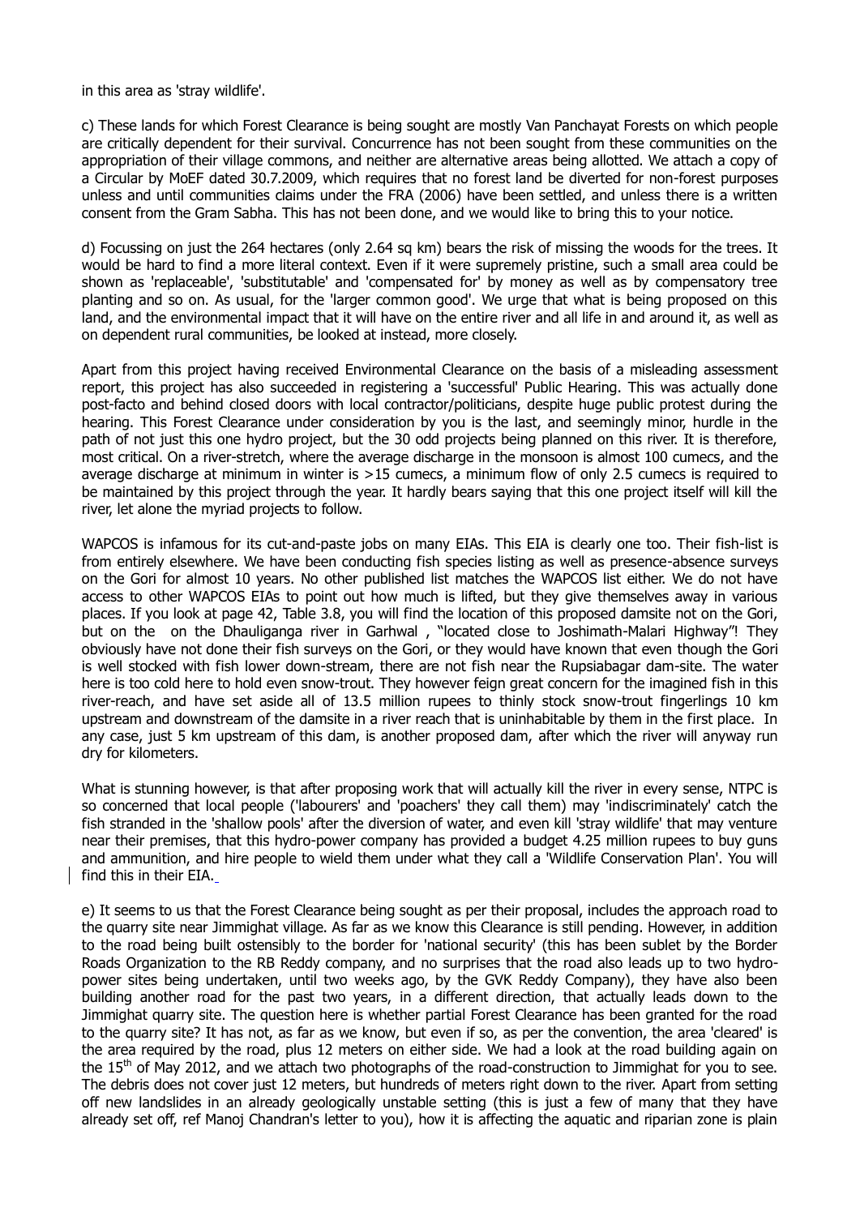in this area as 'stray wildlife'.

c) These lands for which Forest Clearance is being sought are mostly Van Panchayat Forests on which people are critically dependent for their survival. Concurrence has not been sought from these communities on the appropriation of their village commons, and neither are alternative areas being allotted. We attach a copy of a Circular by MoEF dated 30.7.2009, which requires that no forest land be diverted for non-forest purposes unless and until communities claims under the FRA (2006) have been settled, and unless there is a written consent from the Gram Sabha. This has not been done, and we would like to bring this to your notice.

d) Focussing on just the 264 hectares (only 2.64 sq km) bears the risk of missing the woods for the trees. It would be hard to find a more literal context. Even if it were supremely pristine, such a small area could be shown as 'replaceable', 'substitutable' and 'compensated for' by money as well as by compensatory tree planting and so on. As usual, for the 'larger common good'. We urge that what is being proposed on this land, and the environmental impact that it will have on the entire river and all life in and around it, as well as on dependent rural communities, be looked at instead, more closely.

Apart from this project having received Environmental Clearance on the basis of a misleading assessment report, this project has also succeeded in registering a 'successful' Public Hearing. This was actually done post-facto and behind closed doors with local contractor/politicians, despite huge public protest during the hearing. This Forest Clearance under consideration by you is the last, and seemingly minor, hurdle in the path of not just this one hydro project, but the 30 odd projects being planned on this river. It is therefore, most critical. On a river-stretch, where the average discharge in the monsoon is almost 100 cumecs, and the average discharge at minimum in winter is >15 cumecs, a minimum flow of only 2.5 cumecs is required to be maintained by this project through the year. It hardly bears saying that this one project itself will kill the river, let alone the myriad projects to follow.

WAPCOS is infamous for its cut-and-paste jobs on many EIAs. This EIA is clearly one too. Their fish-list is from entirely elsewhere. We have been conducting fish species listing as well as presence-absence surveys on the Gori for almost 10 years. No other published list matches the WAPCOS list either. We do not have access to other WAPCOS EIAs to point out how much is lifted, but they give themselves away in various places. If you look at page 42, Table 3.8, you will find the location of this proposed damsite not on the Gori, but on the  on the Dhauliganga river in Garhwal , "located close to Joshimath-Malari Highway"! They obviously have not done their fish surveys on the Gori, or they would have known that even though the Gori is well stocked with fish lower down-stream, there are not fish near the Rupsiabagar dam-site. The water here is too cold here to hold even snow-trout. They however feign great concern for the imagined fish in this river-reach, and have set aside all of 13.5 million rupees to thinly stock snow-trout fingerlings 10 km upstream and downstream of the damsite in a river reach that is uninhabitable by them in the first place. In any case, just 5 km upstream of this dam, is another proposed dam, after which the river will anyway run dry for kilometers.

What is stunning however, is that after proposing work that will actually kill the river in every sense, NTPC is so concerned that local people ('labourers' and 'poachers' they call them) may 'indiscriminately' catch the fish stranded in the 'shallow pools' after the diversion of water, and even kill 'stray wildlife' that may venture near their premises, that this hydro-power company has provided a budget 4.25 million rupees to buy guns and ammunition, and hire people to wield them under what they call a 'Wildlife Conservation Plan'. You will find this in their EIA.

e) It seems to us that the Forest Clearance being sought as per their proposal, includes the approach road to the quarry site near Jimmighat village. As far as we know this Clearance is still pending. However, in addition to the road being built ostensibly to the border for 'national security' (this has been sublet by the Border Roads Organization to the RB Reddy company, and no surprises that the road also leads up to two hydro-power sites being undertaken, until two weeks ago, by the GVK Reddy Company), they have also been building another road for the past two years, in a different direction, that actually leads down to the Jimmighat quarry site. The question here is whether partial Forest Clearance has been granted for the road to the quarry site? It has not, as far as we know, but even if so, as per the convention, the area 'cleared' is the area required by the road, plus 12 meters on either side. We had a look at the road building again on the 15th of May 2012, and we attach two photographs of the road-construction to Jimmighat for you to see. The debris does not cover just 12 meters, but hundreds of meters right down to the river. Apart from setting off new landslides in an already geologically unstable setting (this is just a few of many that they have already set off, ref Manoj Chandran's letter to you), how it is affecting the aquatic and riparian zone is plain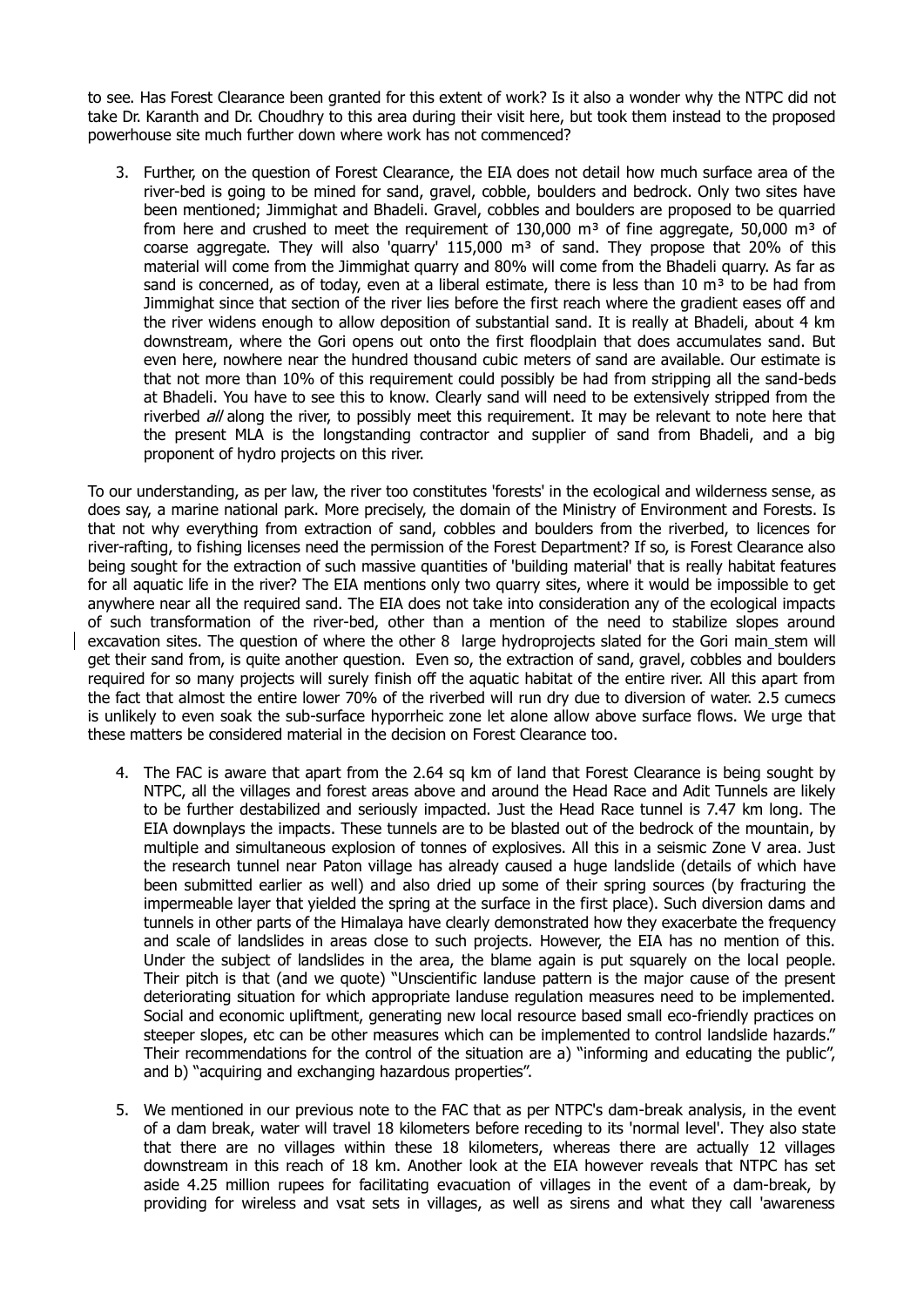to see. Has Forest Clearance been granted for this extent of work? Is it also a wonder why the NTPC did not take Dr. Karanth and Dr. Choudhry to this area during their visit here, but took them instead to the proposed powerhouse site much further down where work has not commenced?

3. Further, on the question of Forest Clearance, the EIA does not detail how much surface area of the river-bed is going to be mined for sand, gravel, cobble, boulders and bedrock. Only two sites have been mentioned; Jimmighat and Bhadeli. Gravel, cobbles and boulders are proposed to be quarried from here and crushed to meet the requirement of 130,000 $m^3$ of fine aggregate, 50,000 $m^3$ of coarse aggregate. They will also 'quarry' 115,000 $m^3$ of sand. They propose that 20% of this material will come from the Jimmighat quarry and 80% will come from the Bhadeli quarry. As far as sand is concerned, as of today, even at a liberal estimate, there is less than 10 $m^3$ to be had from Jimmighat since that section of the river lies before the first reach where the gradient eases off and the river widens enough to allow deposition of substantial sand. It is really at Bhadeli, about 4 km downstream, where the Gori opens out onto the first floodplain that does accumulates sand. But even here, nowhere near the hundred thousand cubic meters of sand are available. Our estimate is that not more than 10% of this requirement could possibly be had from stripping all the sand-beds at Bhadeli. You have to see this to know. Clearly sand will need to be extensively stripped from the riverbed *all* along the river, to possibly meet this requirement. It may be relevant to note here that the present MLA is the longstanding contractor and supplier of sand from Bhadeli, and a big proponent of hydro projects on this river.

To our understanding, as per law, the river too constitutes 'forests' in the ecological and wilderness sense, as does say, a marine national park. More precisely, the domain of the Ministry of Environment and Forests. Is that not why everything from extraction of sand, cobbles and boulders from the riverbed, to licences for river-rafting, to fishing licenses need the permission of the Forest Department? If so, is Forest Clearance also being sought for the extraction of such massive quantities of 'building material' that is really habitat features for all aquatic life in the river? The EIA mentions only two quarry sites, where it would be impossible to get anywhere near all the required sand. The EIA does not take into consideration any of the ecological impacts of such transformation of the river-bed, other than a mention of the need to stabilize slopes around excavation sites. The question of where the other 8 large hydroprojects slated for the Gori main stem will get their sand from, is quite another question. Even so, the extraction of sand, gravel, cobbles and boulders required for so many projects will surely finish off the aquatic habitat of the entire river. All this apart from the fact that almost the entire lower 70% of the riverbed will run dry due to diversion of water. 2.5 cumecs is unlikely to even soak the sub-surface hyporrheic zone let alone allow above surface flows. We urge that these matters be considered material in the decision on Forest Clearance too.

4. The FAC is aware that apart from the 2.64 sq km of land that Forest Clearance is being sought by NTPC, all the villages and forest areas above and around the Head Race and Adit Tunnels are likely to be further destabilized and seriously impacted. Just the Head Race tunnel is 7.47 km long. The EIA downplays the impacts. These tunnels are to be blasted out of the bedrock of the mountain, by multiple and simultaneous explosion of tonnes of explosives. All this in a seismic Zone V area. Just the research tunnel near Paton village has already caused a huge landslide (details of which have been submitted earlier as well) and also dried up some of their spring sources (by fracturing the impermeable layer that yielded the spring at the surface in the first place). Such diversion dams and tunnels in other parts of the Himalaya have clearly demonstrated how they exacerbate the frequency and scale of landslides in areas close to such projects. However, the EIA has no mention of this. Under the subject of landslides in the area, the blame again is put squarely on the local people. Their pitch is that (and we quote) "Unscientific landuse pattern is the major cause of the present deteriorating situation for which appropriate landuse regulation measures need to be implemented. Social and economic upliftment, generating new local resource based small eco-friendly practices on steeper slopes, etc can be other measures which can be implemented to control landslide hazards." Their recommendations for the control of the situation are a) "informing and educating the public", and b) "acquiring and exchanging hazardous properties".

5. We mentioned in our previous note to the FAC that as per NTPC's dam-break analysis, in the event of a dam break, water will travel 18 kilometers before receding to its 'normal level'. They also state that there are no villages within these 18 kilometers, whereas there are actually 12 villages downstream in this reach of 18 km. Another look at the EIA however reveals that NTPC has set aside 4.25 million rupees for facilitating evacuation of villages in the event of a dam-break, by providing for wireless and vsat sets in villages, as well as sirens and what they call 'awareness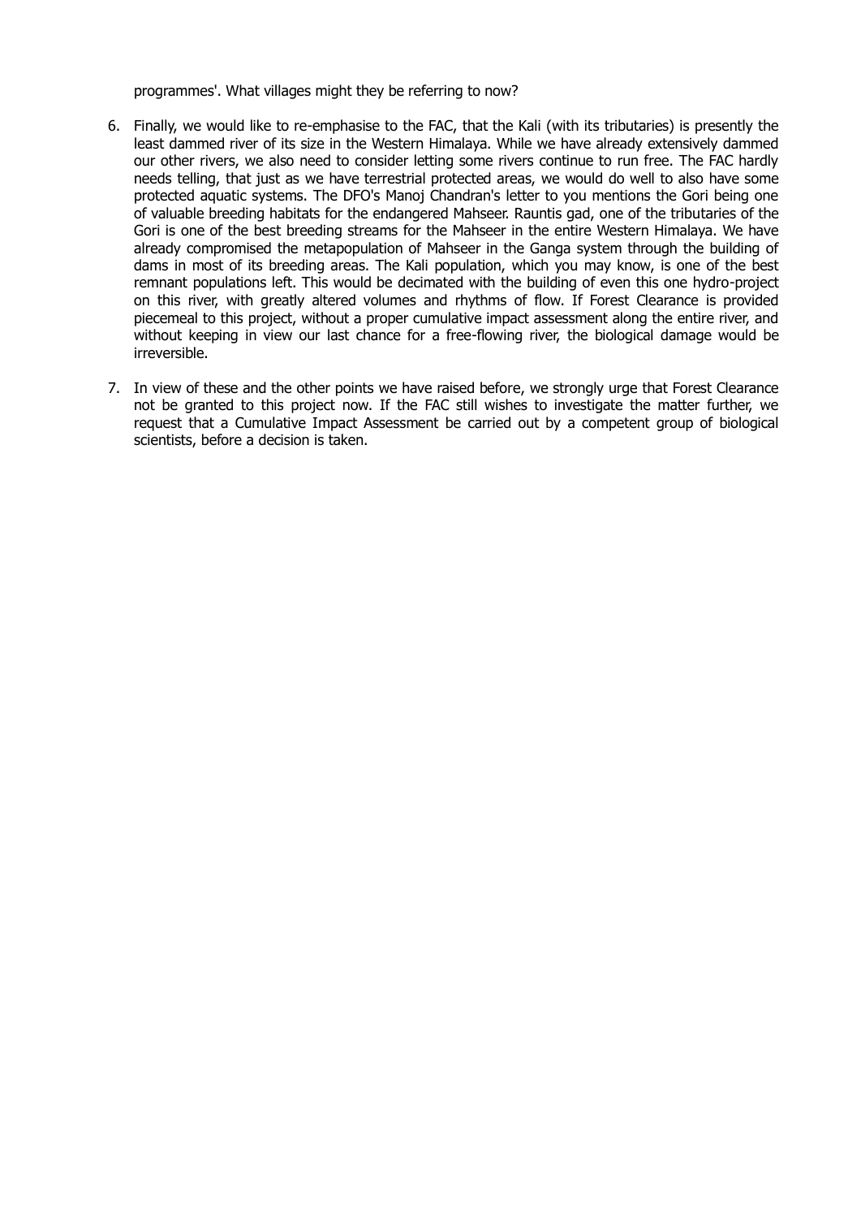programmes'. What villages might they be referring to now?

6. Finally, we would like to re-emphasise to the FAC, that the Kali (with its tributaries) is presently the least dammed river of its size in the Western Himalaya. While we have already extensively dammed our other rivers, we also need to consider letting some rivers continue to run free. The FAC hardly needs telling, that just as we have terrestrial protected areas, we would do well to also have some protected aquatic systems. The DFO's Manoj Chandran's letter to you mentions the Gori being one of valuable breeding habitats for the endangered Mahseer. Rauntis gad, one of the tributaries of the Gori is one of the best breeding streams for the Mahseer in the entire Western Himalaya. We have already compromised the metapopulation of Mahseer in the Ganga system through the building of dams in most of its breeding areas. The Kali population, which you may know, is one of the best remnant populations left. This would be decimated with the building of even this one hydro-project on this river, with greatly altered volumes and rhythms of flow. If Forest Clearance is provided piecemeal to this project, without a proper cumulative impact assessment along the entire river, and without keeping in view our last chance for a free-flowing river, the biological damage would be irreversible.

7. In view of these and the other points we have raised before, we strongly urge that Forest Clearance not be granted to this project now. If the FAC still wishes to investigate the matter further, we request that a Cumulative Impact Assessment be carried out by a competent group of biological scientists, before a decision is taken.